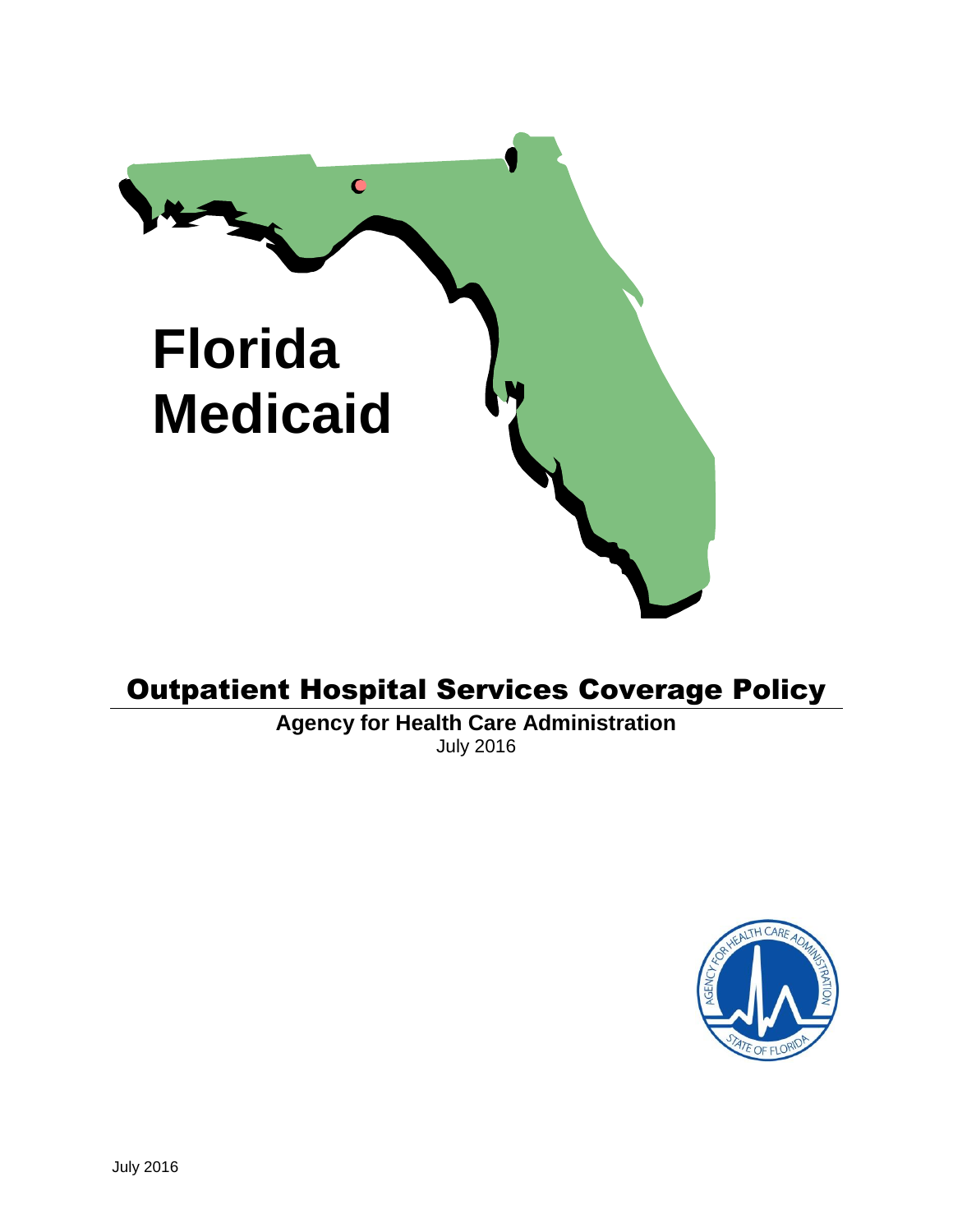# Florida Medicaid

## Outpatient Hospital Services Coverage Policy

**Agency for Health Care Administration**

July 2016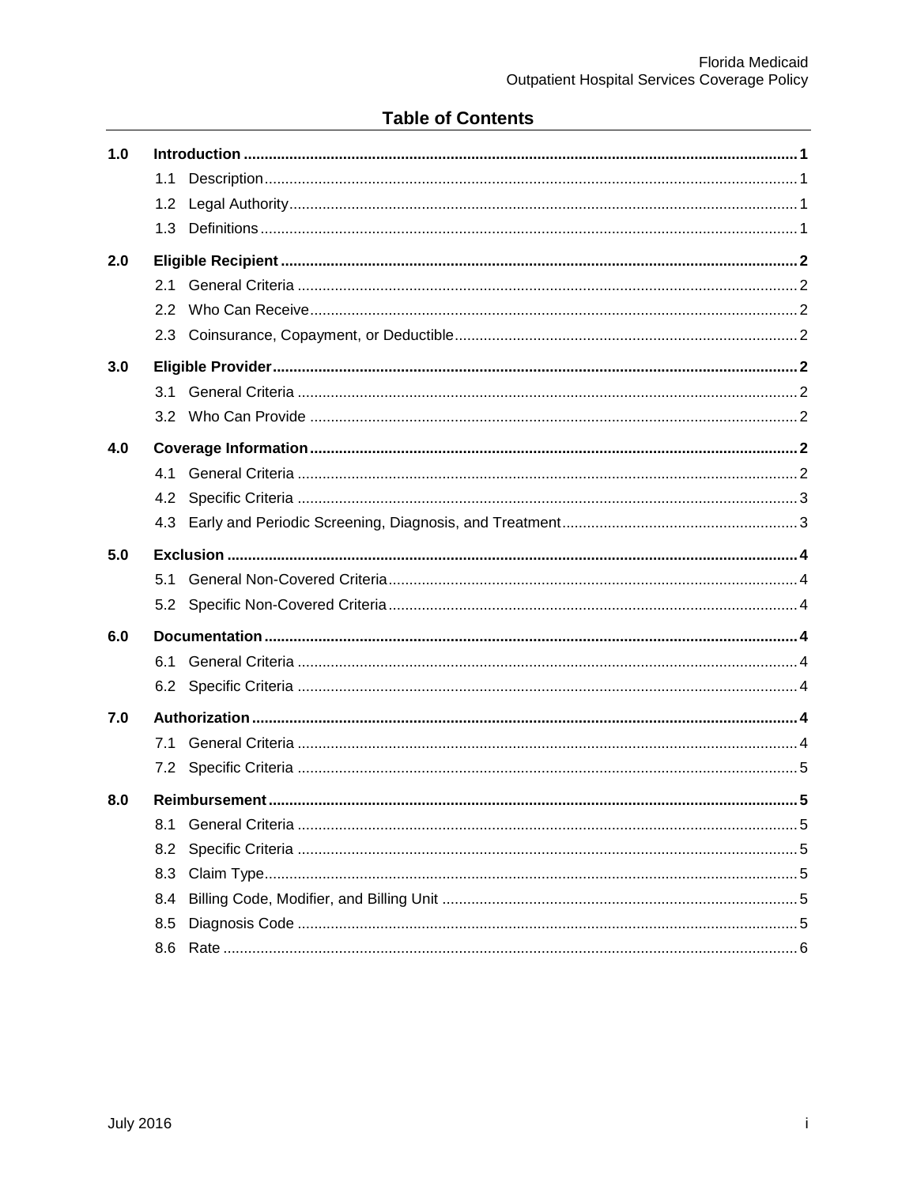## Table of Contents

| | | |
|---|---|---|
| **1.0** | **Introduction** | **1** |
| | 1.1 Description | 1 |
| | 1.2 Legal Authority | 1 |
| | 1.3 Definitions | 1 |
| **2.0** | **Eligible Recipient** | **2** |
| | 2.1 General Criteria | 2 |
| | 2.2 Who Can Receive | 2 |
| | 2.3 Coinsurance, Copayment, or Deductible | 2 |
| **3.0** | **Eligible Provider** | **2** |
| | 3.1 General Criteria | 2 |
| | 3.2 Who Can Provide | 2 |
| **4.0** | **Coverage Information** | **2** |
| | 4.1 General Criteria | 2 |
| | 4.2 Specific Criteria | 3 |
| | 4.3 Early and Periodic Screening, Diagnosis, and Treatment | 3 |
| **5.0** | **Exclusion** | **4** |
| | 5.1 General Non-Covered Criteria | 4 |
| | 5.2 Specific Non-Covered Criteria | 4 |
| **6.0** | **Documentation** | **4** |
| | 6.1 General Criteria | 4 |
| | 6.2 Specific Criteria | 4 |
| **7.0** | **Authorization** | **4** |
| | 7.1 General Criteria | 4 |
| | 7.2 Specific Criteria | 5 |
| **8.0** | **Reimbursement** | **5** |
| | 8.1 General Criteria | 5 |
| | 8.2 Specific Criteria | 5 |
| | 8.3 Claim Type | 5 |
| | 8.4 Billing Code, Modifier, and Billing Unit | 5 |
| | 8.5 Diagnosis Code | 5 |
| | 8.6 Rate | 6 |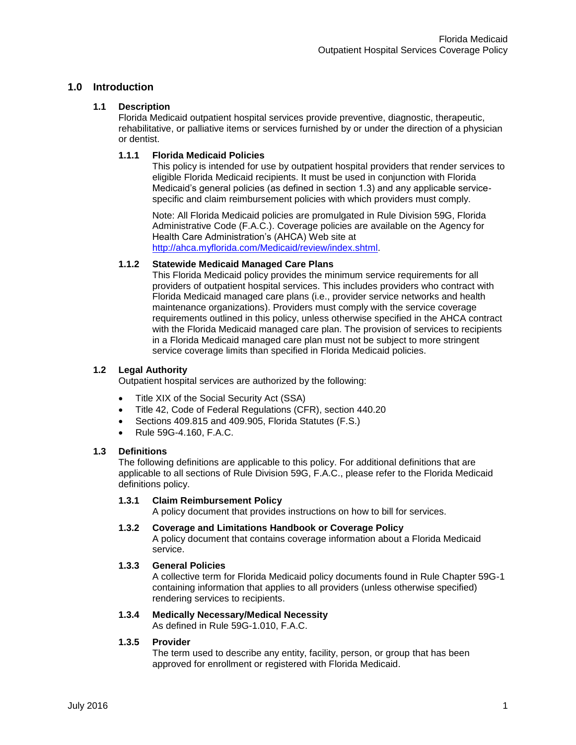# 1.0 Introduction

## 1.1 Description

Florida Medicaid outpatient hospital services provide preventive, diagnostic, therapeutic, rehabilitative, or palliative items or services furnished by or under the direction of a physician or dentist.

### 1.1.1 Florida Medicaid Policies

This policy is intended for use by outpatient hospital providers that render services to eligible Florida Medicaid recipients. It must be used in conjunction with Florida Medicaid's general policies (as defined in section 1.3) and any applicable service-specific and claim reimbursement policies with which providers must comply.

Note: All Florida Medicaid policies are promulgated in Rule Division 59G, Florida Administrative Code (F.A.C.). Coverage policies are available on the Agency for Health Care Administration's (AHCA) Web site at [http://ahca.myflorida.com/Medicaid/review/index.shtml](http://ahca.myflorida.com/Medicaid/review/index.shtml).

### 1.1.2 Statewide Medicaid Managed Care Plans

This Florida Medicaid policy provides the minimum service requirements for all providers of outpatient hospital services. This includes providers who contract with Florida Medicaid managed care plans (i.e., provider service networks and health maintenance organizations). Providers must comply with the service coverage requirements outlined in this policy, unless otherwise specified in the AHCA contract with the Florida Medicaid managed care plan. The provision of services to recipients in a Florida Medicaid managed care plan must not be subject to more stringent service coverage limits than specified in Florida Medicaid policies.

## 1.2 Legal Authority

Outpatient hospital services are authorized by the following:

- Title XIX of the Social Security Act (SSA)
- Title 42, Code of Federal Regulations (CFR), section 440.20
- Sections 409.815 and 409.905, Florida Statutes (F.S.)
- Rule 59G-4.160, F.A.C.

## 1.3 Definitions

The following definitions are applicable to this policy. For additional definitions that are applicable to all sections of Rule Division 59G, F.A.C., please refer to the Florida Medicaid definitions policy.

### 1.3.1 Claim Reimbursement Policy

A policy document that provides instructions on how to bill for services.

### 1.3.2 Coverage and Limitations Handbook or Coverage Policy

A policy document that contains coverage information about a Florida Medicaid service.

### 1.3.3 General Policies

A collective term for Florida Medicaid policy documents found in Rule Chapter 59G-1 containing information that applies to all providers (unless otherwise specified) rendering services to recipients.

### 1.3.4 Medically Necessary/Medical Necessity

As defined in Rule 59G-1.010, F.A.C.

### 1.3.5 Provider

The term used to describe any entity, facility, person, or group that has been approved for enrollment or registered with Florida Medicaid.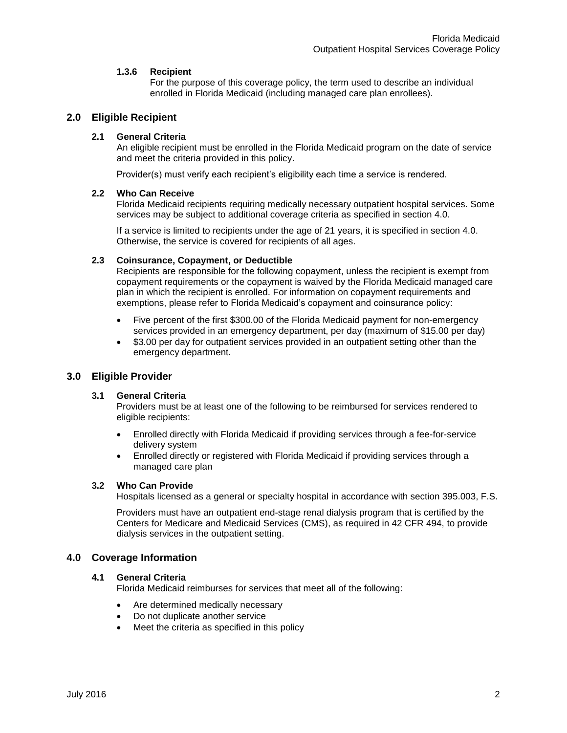#### 1.3.6 Recipient

For the purpose of this coverage policy, the term used to describe an individual enrolled in Florida Medicaid (including managed care plan enrollees).

## 2.0 Eligible Recipient

### 2.1 General Criteria

An eligible recipient must be enrolled in the Florida Medicaid program on the date of service and meet the criteria provided in this policy.

Provider(s) must verify each recipient's eligibility each time a service is rendered.

### 2.2 Who Can Receive

Florida Medicaid recipients requiring medically necessary outpatient hospital services. Some services may be subject to additional coverage criteria as specified in section 4.0.

If a service is limited to recipients under the age of 21 years, it is specified in section 4.0. Otherwise, the service is covered for recipients of all ages.

### 2.3 Coinsurance, Copayment, or Deductible

Recipients are responsible for the following copayment, unless the recipient is exempt from copayment requirements or the copayment is waived by the Florida Medicaid managed care plan in which the recipient is enrolled. For information on copayment requirements and exemptions, please refer to Florida Medicaid's copayment and coinsurance policy:

- Five percent of the first $300.00 of the Florida Medicaid payment for non-emergency services provided in an emergency department, per day (maximum of $15.00 per day)
- $3.00 per day for outpatient services provided in an outpatient setting other than the emergency department.

## 3.0 Eligible Provider

### 3.1 General Criteria

Providers must be at least one of the following to be reimbursed for services rendered to eligible recipients:

- Enrolled directly with Florida Medicaid if providing services through a fee-for-service delivery system
- Enrolled directly or registered with Florida Medicaid if providing services through a managed care plan

### 3.2 Who Can Provide

Hospitals licensed as a general or specialty hospital in accordance with section 395.003, F.S.

Providers must have an outpatient end-stage renal dialysis program that is certified by the Centers for Medicare and Medicaid Services (CMS), as required in 42 CFR 494, to provide dialysis services in the outpatient setting.

## 4.0 Coverage Information

### 4.1 General Criteria

Florida Medicaid reimburses for services that meet all of the following:

- Are determined medically necessary
- Do not duplicate another service
- Meet the criteria as specified in this policy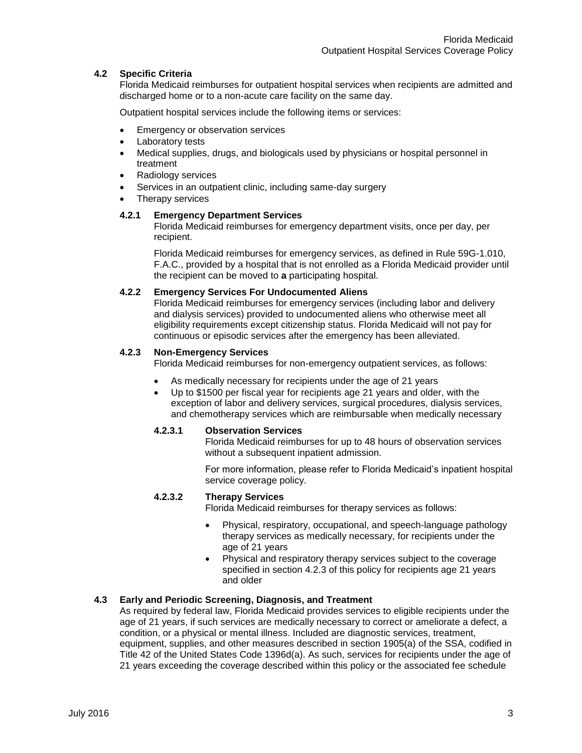### 4.2 Specific Criteria

Florida Medicaid reimburses for outpatient hospital services when recipients are admitted and discharged home or to a non-acute care facility on the same day.

Outpatient hospital services include the following items or services:

- Emergency or observation services
- Laboratory tests
- Medical supplies, drugs, and biologicals used by physicians or hospital personnel in treatment
- Radiology services
- Services in an outpatient clinic, including same-day surgery
- Therapy services

#### 4.2.1 Emergency Department Services

Florida Medicaid reimburses for emergency department visits, once per day, per recipient.

Florida Medicaid reimburses for emergency services, as defined in Rule 59G-1.010, F.A.C., provided by a hospital that is not enrolled as a Florida Medicaid provider until the recipient can be moved to **a** participating hospital.

#### 4.2.2 Emergency Services For Undocumented Aliens

Florida Medicaid reimburses for emergency services (including labor and delivery and dialysis services) provided to undocumented aliens who otherwise meet all eligibility requirements except citizenship status. Florida Medicaid will not pay for continuous or episodic services after the emergency has been alleviated.

#### 4.2.3 Non-Emergency Services

Florida Medicaid reimburses for non-emergency outpatient services, as follows:

- As medically necessary for recipients under the age of 21 years
- Up to $1500 per fiscal year for recipients age 21 years and older, with the exception of labor and delivery services, surgical procedures, dialysis services, and chemotherapy services which are reimbursable when medically necessary

##### 4.2.3.1 Observation Services

Florida Medicaid reimburses for up to 48 hours of observation services without a subsequent inpatient admission.

For more information, please refer to Florida Medicaid's inpatient hospital service coverage policy.

##### 4.2.3.2 Therapy Services

Florida Medicaid reimburses for therapy services as follows:

- Physical, respiratory, occupational, and speech-language pathology therapy services as medically necessary, for recipients under the age of 21 years
- Physical and respiratory therapy services subject to the coverage specified in section 4.2.3 of this policy for recipients age 21 years and older

### 4.3 Early and Periodic Screening, Diagnosis, and Treatment

As required by federal law, Florida Medicaid provides services to eligible recipients under the age of 21 years, if such services are medically necessary to correct or ameliorate a defect, a condition, or a physical or mental illness. Included are diagnostic services, treatment, equipment, supplies, and other measures described in section 1905(a) of the SSA, codified in Title 42 of the United States Code 1396d(a). As such, services for recipients under the age of 21 years exceeding the coverage described within this policy or the associated fee schedule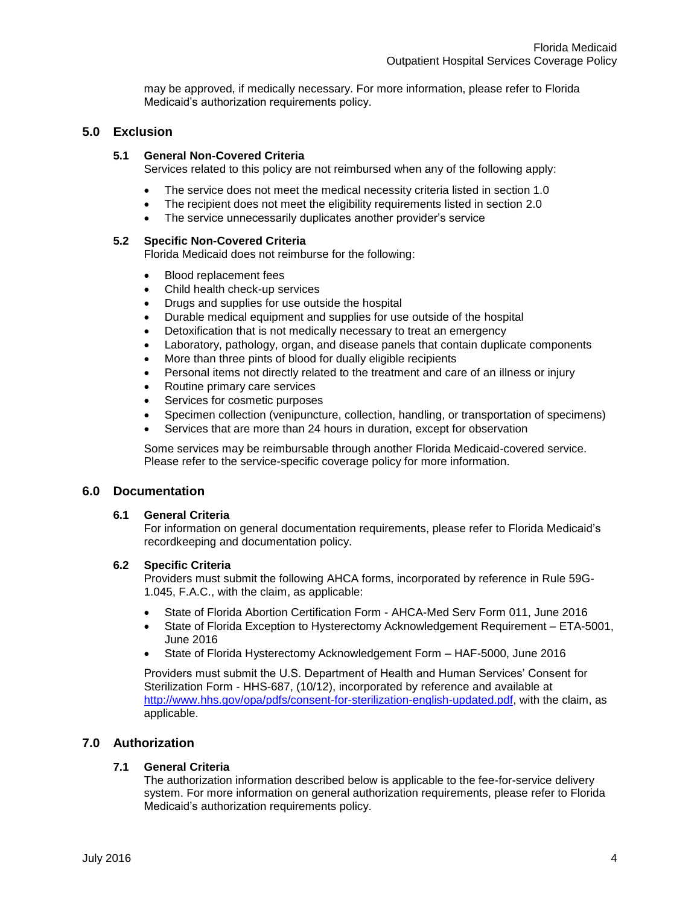may be approved, if medically necessary. For more information, please refer to Florida Medicaid's authorization requirements policy.

## 5.0 Exclusion

### 5.1 General Non-Covered Criteria

Services related to this policy are not reimbursed when any of the following apply:

- The service does not meet the medical necessity criteria listed in section 1.0
- The recipient does not meet the eligibility requirements listed in section 2.0
- The service unnecessarily duplicates another provider's service

### 5.2 Specific Non-Covered Criteria

Florida Medicaid does not reimburse for the following:

- Blood replacement fees
- Child health check-up services
- Drugs and supplies for use outside the hospital
- Durable medical equipment and supplies for use outside of the hospital
- Detoxification that is not medically necessary to treat an emergency
- Laboratory, pathology, organ, and disease panels that contain duplicate components
- More than three pints of blood for dually eligible recipients
- Personal items not directly related to the treatment and care of an illness or injury
- Routine primary care services
- Services for cosmetic purposes
- Specimen collection (venipuncture, collection, handling, or transportation of specimens)
- Services that are more than 24 hours in duration, except for observation

Some services may be reimbursable through another Florida Medicaid-covered service. Please refer to the service-specific coverage policy for more information.

## 6.0 Documentation

### 6.1 General Criteria

For information on general documentation requirements, please refer to Florida Medicaid's recordkeeping and documentation policy.

### 6.2 Specific Criteria

Providers must submit the following AHCA forms, incorporated by reference in Rule 59G-1.045, F.A.C., with the claim, as applicable:

- State of Florida Abortion Certification Form - AHCA-Med Serv Form 011, June 2016
- State of Florida Exception to Hysterectomy Acknowledgement Requirement – ETA-5001, June 2016
- State of Florida Hysterectomy Acknowledgement Form – HAF-5000, June 2016

Providers must submit the U.S. Department of Health and Human Services' Consent for Sterilization Form - HHS-687, (10/12), incorporated by reference and available at http://www.hhs.gov/opa/pdfs/consent-for-sterilization-english-updated.pdf, with the claim, as applicable.

## 7.0 Authorization

### 7.1 General Criteria

The authorization information described below is applicable to the fee-for-service delivery system. For more information on general authorization requirements, please refer to Florida Medicaid's authorization requirements policy.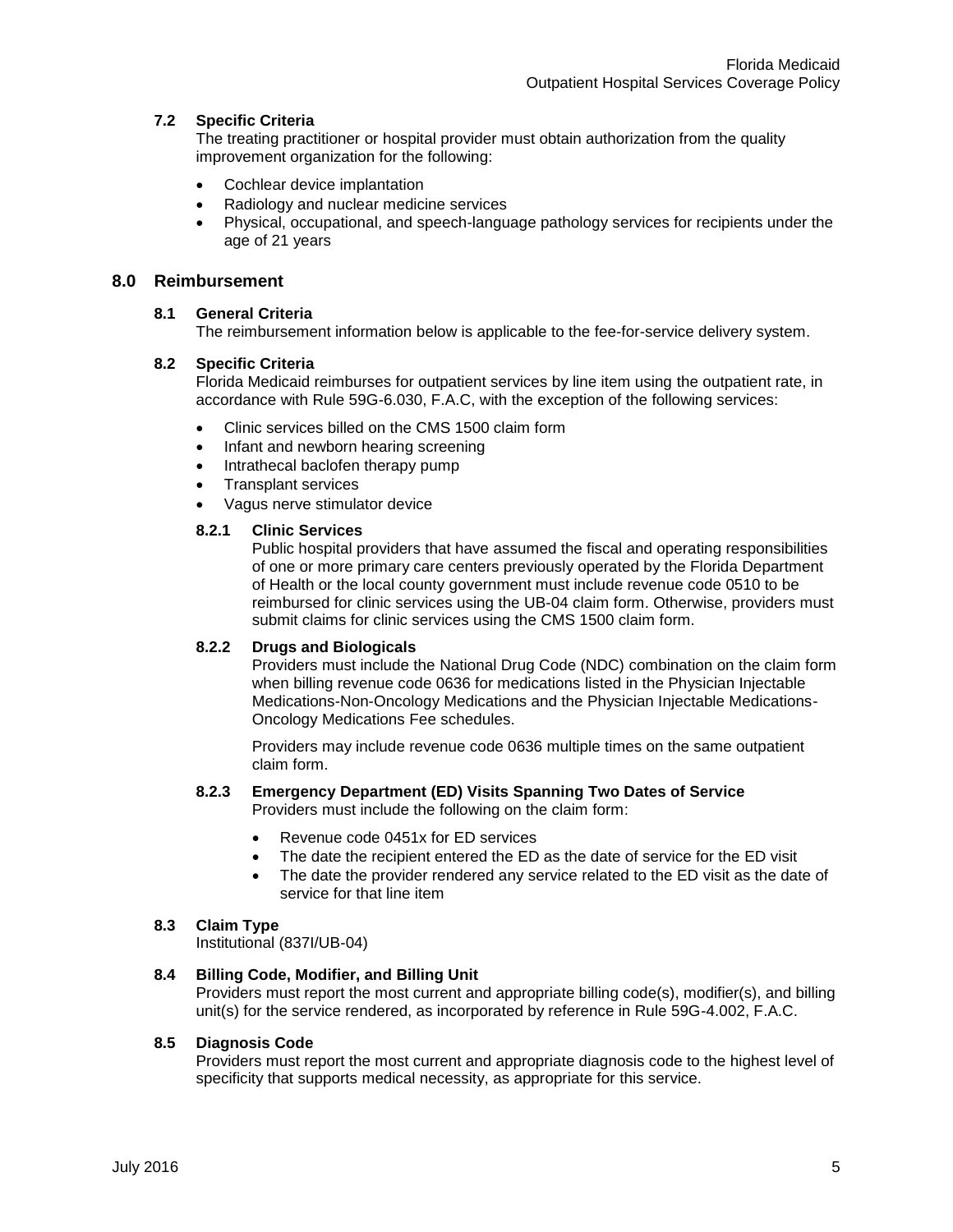### 7.2 Specific Criteria

The treating practitioner or hospital provider must obtain authorization from the quality improvement organization for the following:

- Cochlear device implantation
- Radiology and nuclear medicine services
- Physical, occupational, and speech-language pathology services for recipients under the age of 21 years

## 8.0 Reimbursement

### 8.1 General Criteria

The reimbursement information below is applicable to the fee-for-service delivery system.

### 8.2 Specific Criteria

Florida Medicaid reimburses for outpatient services by line item using the outpatient rate, in accordance with Rule 59G-6.030, F.A.C, with the exception of the following services:

- Clinic services billed on the CMS 1500 claim form
- Infant and newborn hearing screening
- Intrathecal baclofen therapy pump
- Transplant services
- Vagus nerve stimulator device

#### 8.2.1 Clinic Services

Public hospital providers that have assumed the fiscal and operating responsibilities of one or more primary care centers previously operated by the Florida Department of Health or the local county government must include revenue code 0510 to be reimbursed for clinic services using the UB-04 claim form. Otherwise, providers must submit claims for clinic services using the CMS 1500 claim form.

#### 8.2.2 Drugs and Biologicals

Providers must include the National Drug Code (NDC) combination on the claim form when billing revenue code 0636 for medications listed in the Physician Injectable Medications-Non-Oncology Medications and the Physician Injectable Medications-Oncology Medications Fee schedules.

Providers may include revenue code 0636 multiple times on the same outpatient claim form.

#### 8.2.3 Emergency Department (ED) Visits Spanning Two Dates of Service

Providers must include the following on the claim form:

- Revenue code 0451x for ED services
- The date the recipient entered the ED as the date of service for the ED visit
- The date the provider rendered any service related to the ED visit as the date of service for that line item

### 8.3 Claim Type

Institutional (837I/UB-04)

### 8.4 Billing Code, Modifier, and Billing Unit

Providers must report the most current and appropriate billing code(s), modifier(s), and billing unit(s) for the service rendered, as incorporated by reference in Rule 59G-4.002, F.A.C.

### 8.5 Diagnosis Code

Providers must report the most current and appropriate diagnosis code to the highest level of specificity that supports medical necessity, as appropriate for this service.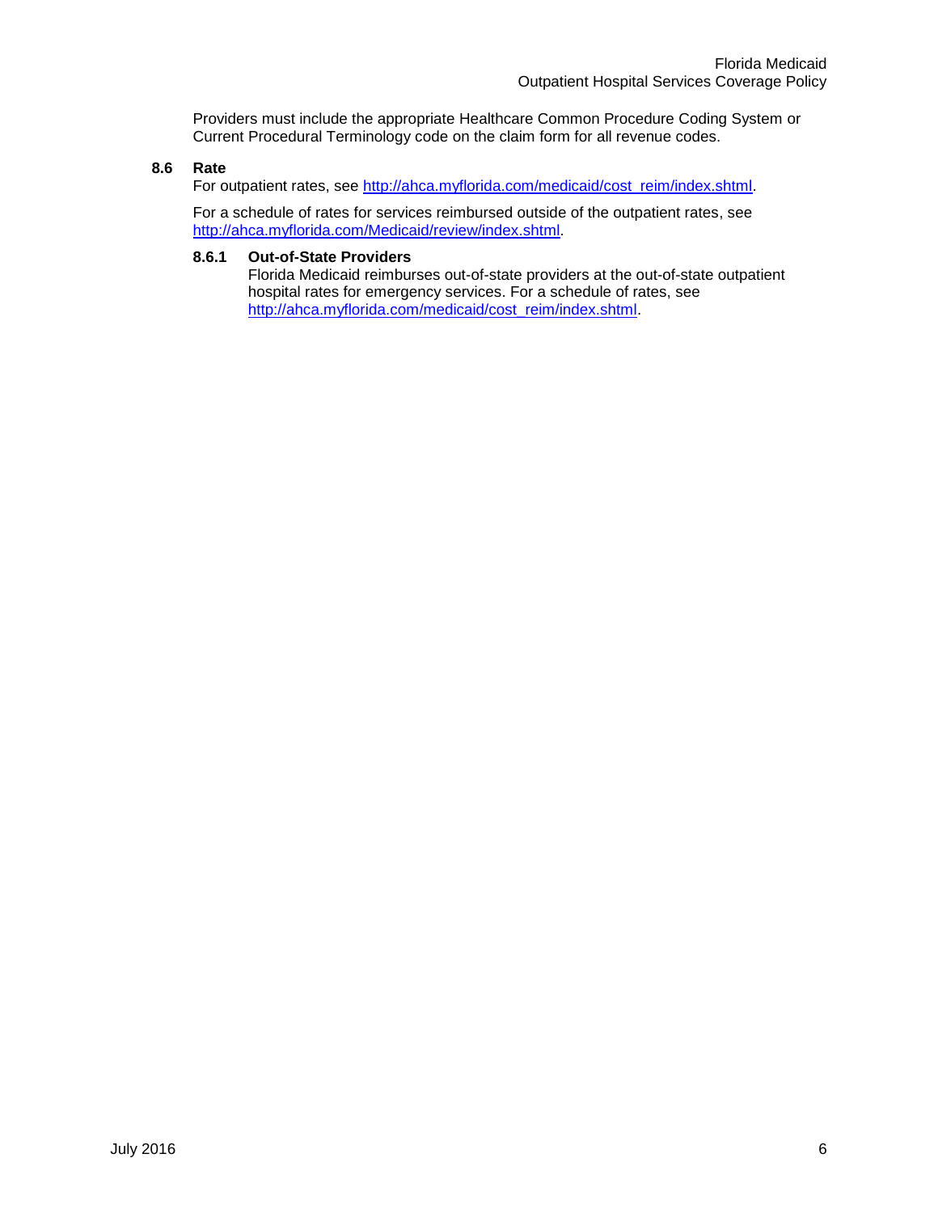Providers must include the appropriate Healthcare Common Procedure Coding System or Current Procedural Terminology code on the claim form for all revenue codes.

### 8.6 Rate

For outpatient rates, see http://ahca.myflorida.com/medicaid/cost_reim/index.shtml.

For a schedule of rates for services reimbursed outside of the outpatient rates, see http://ahca.myflorida.com/Medicaid/review/index.shtml.

#### 8.6.1 Out-of-State Providers

Florida Medicaid reimburses out-of-state providers at the out-of-state outpatient hospital rates for emergency services. For a schedule of rates, see http://ahca.myflorida.com/medicaid/cost_reim/index.shtml.